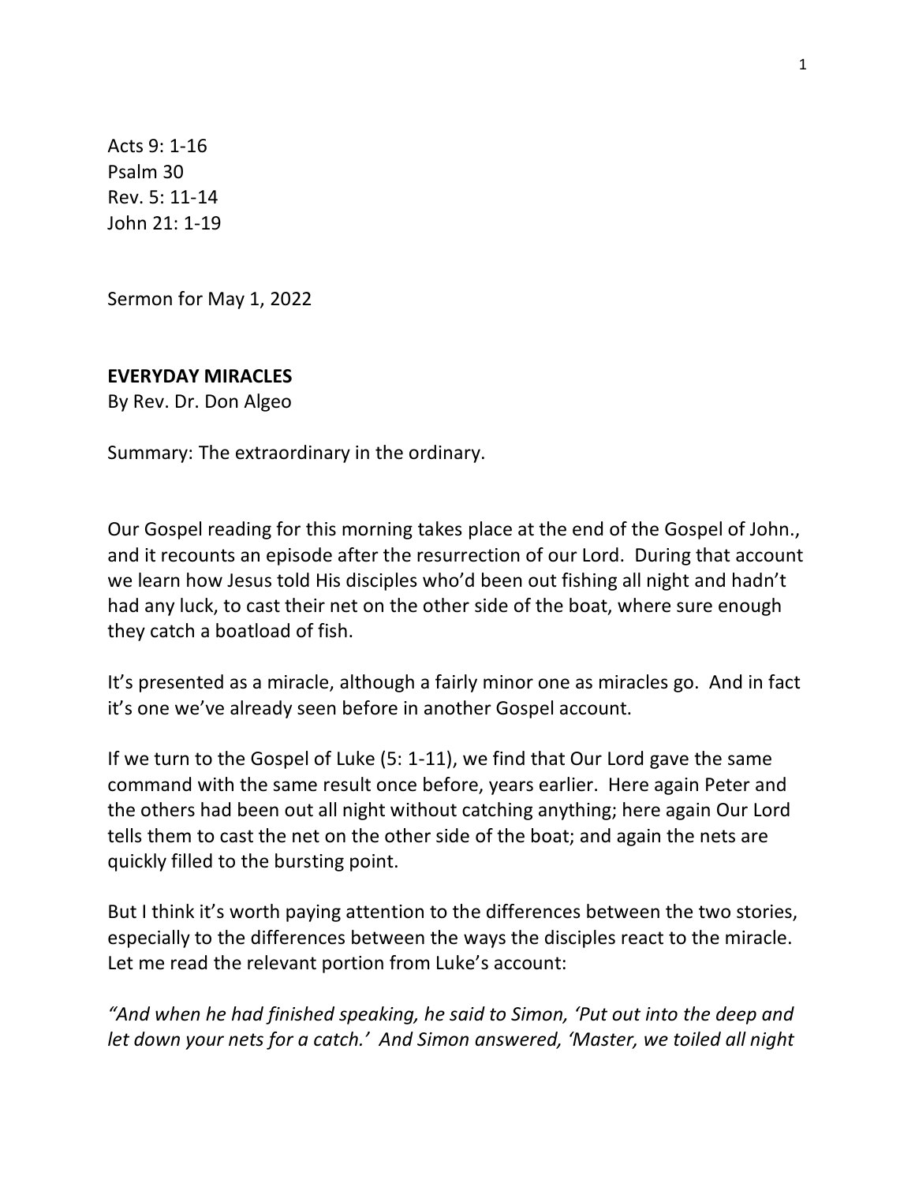Acts 9: 1-16
Psalm 30
Rev. 5: 11-14
John 21: 1-19

Sermon for May 1, 2022

**EVERYDAY MIRACLES**
By Rev. Dr. Don Algeo

Summary: The extraordinary in the ordinary.

Our Gospel reading for this morning takes place at the end of the Gospel of John., and it recounts an episode after the resurrection of our Lord. During that account we learn how Jesus told His disciples who'd been out fishing all night and hadn't had any luck, to cast their net on the other side of the boat, where sure enough they catch a boatload of fish.

It's presented as a miracle, although a fairly minor one as miracles go. And in fact it's one we've already seen before in another Gospel account.

If we turn to the Gospel of Luke (5: 1-11), we find that Our Lord gave the same command with the same result once before, years earlier. Here again Peter and the others had been out all night without catching anything; here again Our Lord tells them to cast the net on the other side of the boat; and again the nets are quickly filled to the bursting point.

But I think it's worth paying attention to the differences between the two stories, especially to the differences between the ways the disciples react to the miracle. Let me read the relevant portion from Luke's account:

*"And when he had finished speaking, he said to Simon, 'Put out into the deep and let down your nets for a catch.' And Simon answered, 'Master, we toiled all night*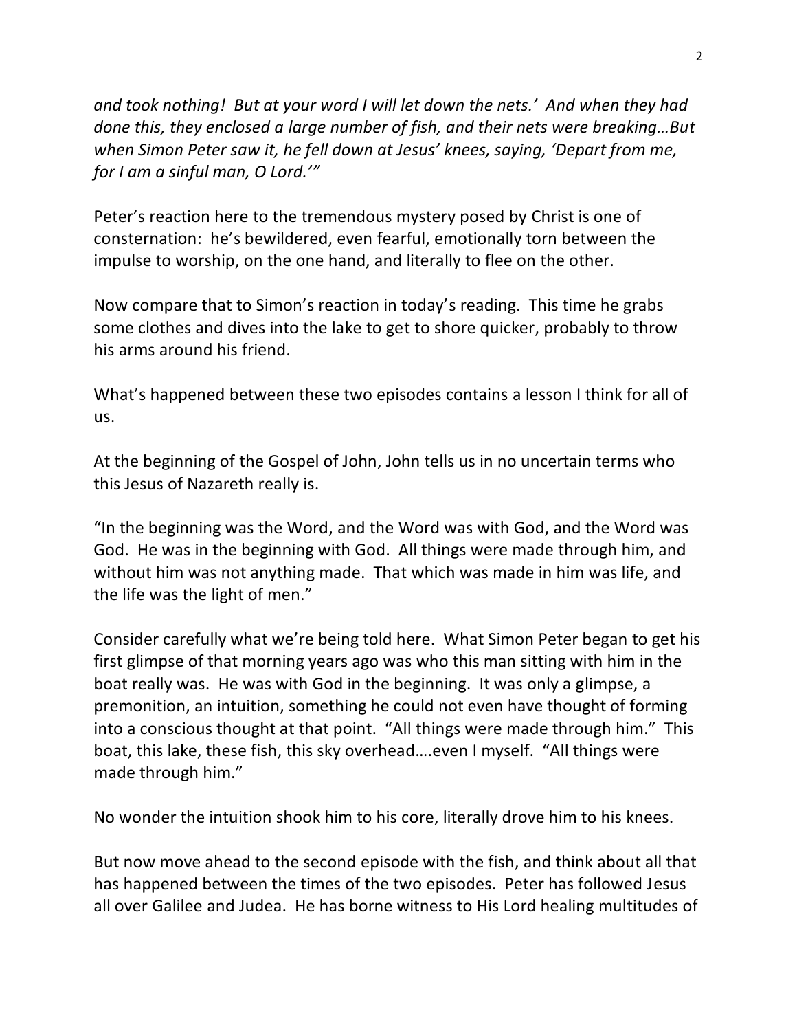*and took nothing! But at your word I will let down the nets.' And when they had done this, they enclosed a large number of fish, and their nets were breaking…But when Simon Peter saw it, he fell down at Jesus' knees, saying, 'Depart from me, for I am a sinful man, O Lord.'"*

Peter's reaction here to the tremendous mystery posed by Christ is one of consternation: he's bewildered, even fearful, emotionally torn between the impulse to worship, on the one hand, and literally to flee on the other.

Now compare that to Simon's reaction in today's reading. This time he grabs some clothes and dives into the lake to get to shore quicker, probably to throw his arms around his friend.

What's happened between these two episodes contains a lesson I think for all of us.

At the beginning of the Gospel of John, John tells us in no uncertain terms who this Jesus of Nazareth really is.

"In the beginning was the Word, and the Word was with God, and the Word was God. He was in the beginning with God. All things were made through him, and without him was not anything made. That which was made in him was life, and the life was the light of men."

Consider carefully what we're being told here. What Simon Peter began to get his first glimpse of that morning years ago was who this man sitting with him in the boat really was. He was with God in the beginning. It was only a glimpse, a premonition, an intuition, something he could not even have thought of forming into a conscious thought at that point. "All things were made through him." This boat, this lake, these fish, this sky overhead….even I myself. "All things were made through him."

No wonder the intuition shook him to his core, literally drove him to his knees.

But now move ahead to the second episode with the fish, and think about all that has happened between the times of the two episodes. Peter has followed Jesus all over Galilee and Judea. He has borne witness to His Lord healing multitudes of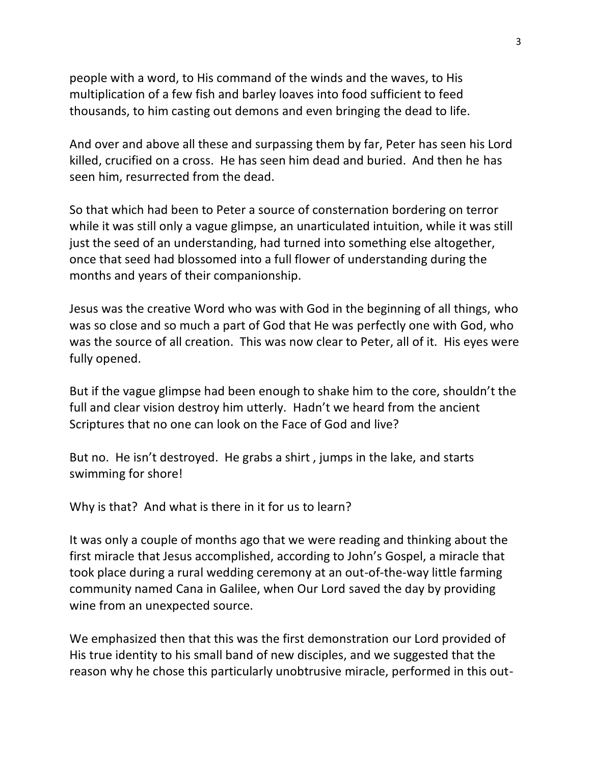people with a word, to His command of the winds and the waves, to His multiplication of a few fish and barley loaves into food sufficient to feed thousands, to him casting out demons and even bringing the dead to life.

And over and above all these and surpassing them by far, Peter has seen his Lord killed, crucified on a cross. He has seen him dead and buried. And then he has seen him, resurrected from the dead.

So that which had been to Peter a source of consternation bordering on terror while it was still only a vague glimpse, an unarticulated intuition, while it was still just the seed of an understanding, had turned into something else altogether, once that seed had blossomed into a full flower of understanding during the months and years of their companionship.

Jesus was the creative Word who was with God in the beginning of all things, who was so close and so much a part of God that He was perfectly one with God, who was the source of all creation. This was now clear to Peter, all of it. His eyes were fully opened.

But if the vague glimpse had been enough to shake him to the core, shouldn't the full and clear vision destroy him utterly. Hadn't we heard from the ancient Scriptures that no one can look on the Face of God and live?

But no. He isn't destroyed. He grabs a shirt , jumps in the lake, and starts swimming for shore!

Why is that? And what is there in it for us to learn?

It was only a couple of months ago that we were reading and thinking about the first miracle that Jesus accomplished, according to John's Gospel, a miracle that took place during a rural wedding ceremony at an out-of-the-way little farming community named Cana in Galilee, when Our Lord saved the day by providing wine from an unexpected source.

We emphasized then that this was the first demonstration our Lord provided of His true identity to his small band of new disciples, and we suggested that the reason why he chose this particularly unobtrusive miracle, performed in this out-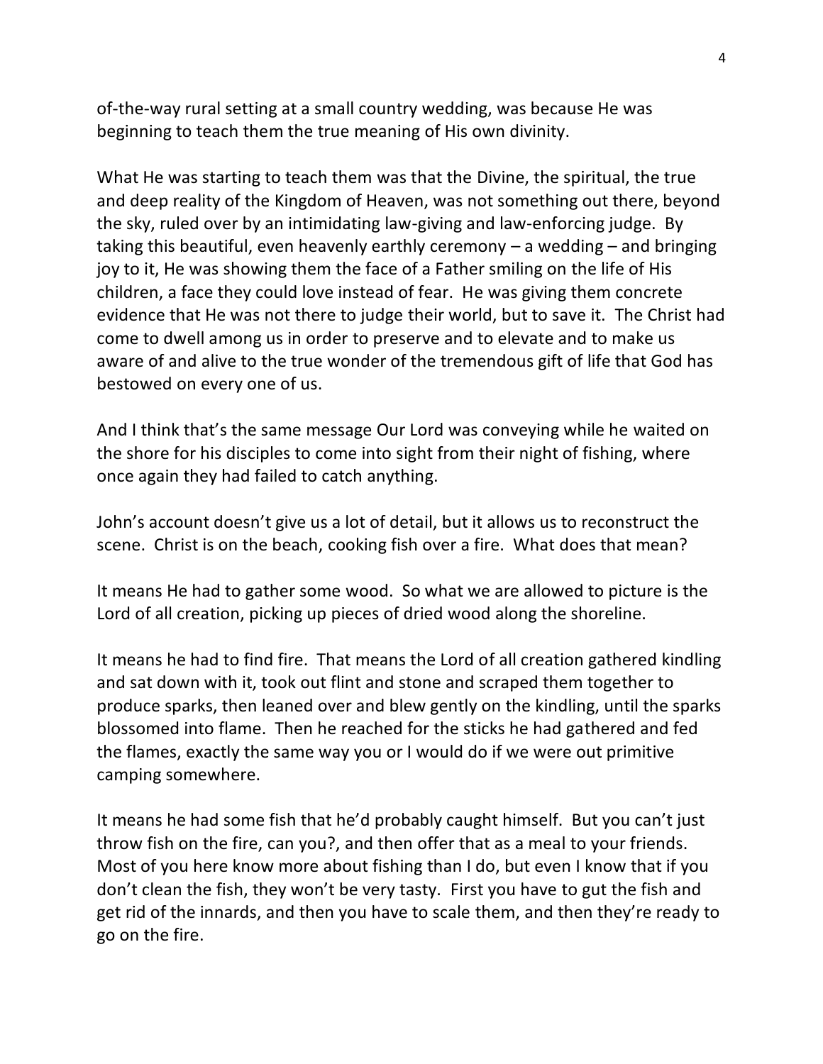of-the-way rural setting at a small country wedding, was because He was beginning to teach them the true meaning of His own divinity.

What He was starting to teach them was that the Divine, the spiritual, the true and deep reality of the Kingdom of Heaven, was not something out there, beyond the sky, ruled over by an intimidating law-giving and law-enforcing judge. By taking this beautiful, even heavenly earthly ceremony – a wedding – and bringing joy to it, He was showing them the face of a Father smiling on the life of His children, a face they could love instead of fear. He was giving them concrete evidence that He was not there to judge their world, but to save it. The Christ had come to dwell among us in order to preserve and to elevate and to make us aware of and alive to the true wonder of the tremendous gift of life that God has bestowed on every one of us.

And I think that's the same message Our Lord was conveying while he waited on the shore for his disciples to come into sight from their night of fishing, where once again they had failed to catch anything.

John's account doesn't give us a lot of detail, but it allows us to reconstruct the scene. Christ is on the beach, cooking fish over a fire. What does that mean?

It means He had to gather some wood. So what we are allowed to picture is the Lord of all creation, picking up pieces of dried wood along the shoreline.

It means he had to find fire. That means the Lord of all creation gathered kindling and sat down with it, took out flint and stone and scraped them together to produce sparks, then leaned over and blew gently on the kindling, until the sparks blossomed into flame. Then he reached for the sticks he had gathered and fed the flames, exactly the same way you or I would do if we were out primitive camping somewhere.

It means he had some fish that he'd probably caught himself. But you can't just throw fish on the fire, can you?, and then offer that as a meal to your friends. Most of you here know more about fishing than I do, but even I know that if you don't clean the fish, they won't be very tasty. First you have to gut the fish and get rid of the innards, and then you have to scale them, and then they're ready to go on the fire.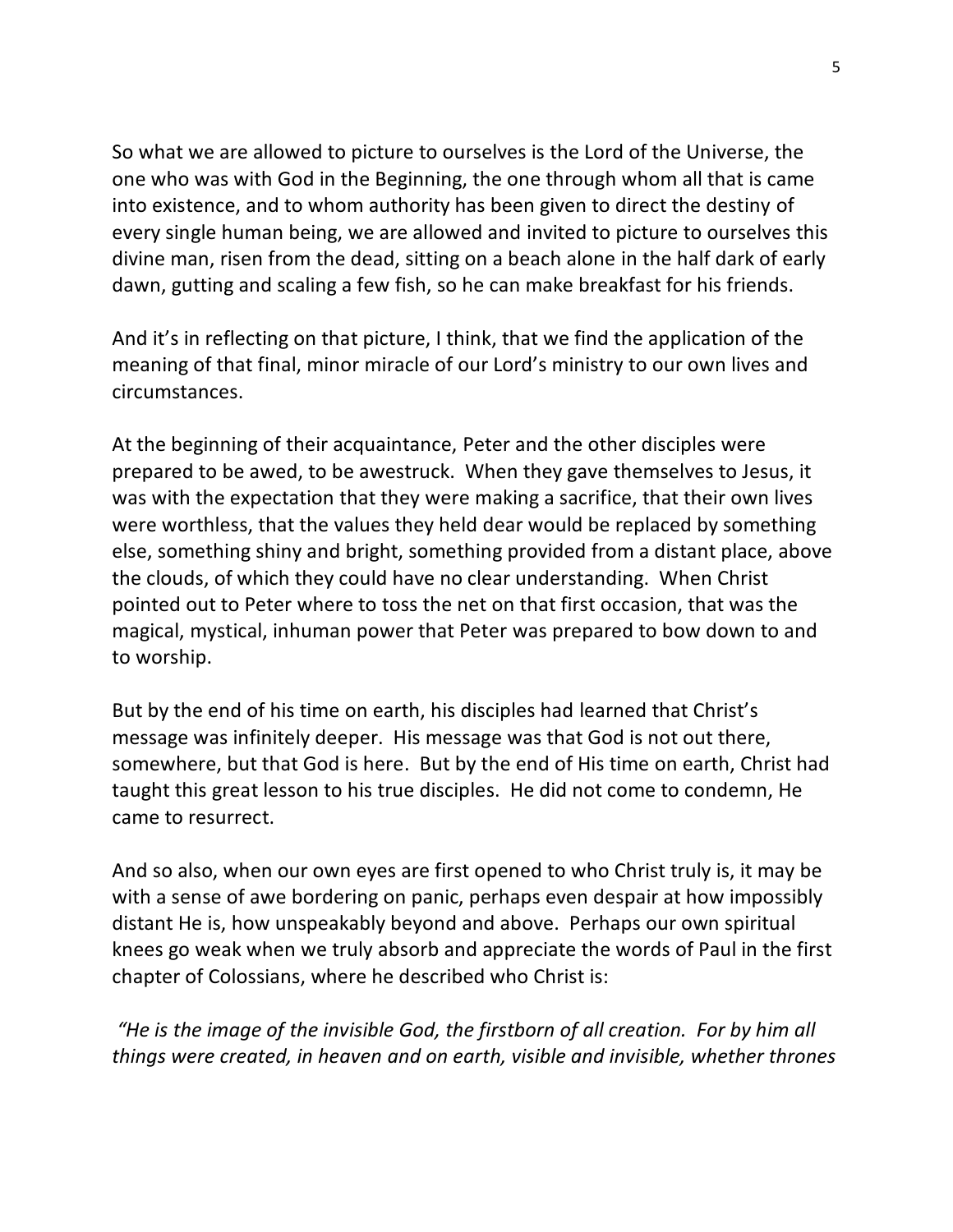So what we are allowed to picture to ourselves is the Lord of the Universe, the one who was with God in the Beginning, the one through whom all that is came into existence, and to whom authority has been given to direct the destiny of every single human being, we are allowed and invited to picture to ourselves this divine man, risen from the dead, sitting on a beach alone in the half dark of early dawn, gutting and scaling a few fish, so he can make breakfast for his friends.

And it's in reflecting on that picture, I think, that we find the application of the meaning of that final, minor miracle of our Lord's ministry to our own lives and circumstances.

At the beginning of their acquaintance, Peter and the other disciples were prepared to be awed, to be awestruck. When they gave themselves to Jesus, it was with the expectation that they were making a sacrifice, that their own lives were worthless, that the values they held dear would be replaced by something else, something shiny and bright, something provided from a distant place, above the clouds, of which they could have no clear understanding. When Christ pointed out to Peter where to toss the net on that first occasion, that was the magical, mystical, inhuman power that Peter was prepared to bow down to and to worship.

But by the end of his time on earth, his disciples had learned that Christ's message was infinitely deeper. His message was that God is not out there, somewhere, but that God is here. But by the end of His time on earth, Christ had taught this great lesson to his true disciples. He did not come to condemn, He came to resurrect.

And so also, when our own eyes are first opened to who Christ truly is, it may be with a sense of awe bordering on panic, perhaps even despair at how impossibly distant He is, how unspeakably beyond and above. Perhaps our own spiritual knees go weak when we truly absorb and appreciate the words of Paul in the first chapter of Colossians, where he described who Christ is:

*"He is the image of the invisible God, the firstborn of all creation. For by him all things were created, in heaven and on earth, visible and invisible, whether thrones*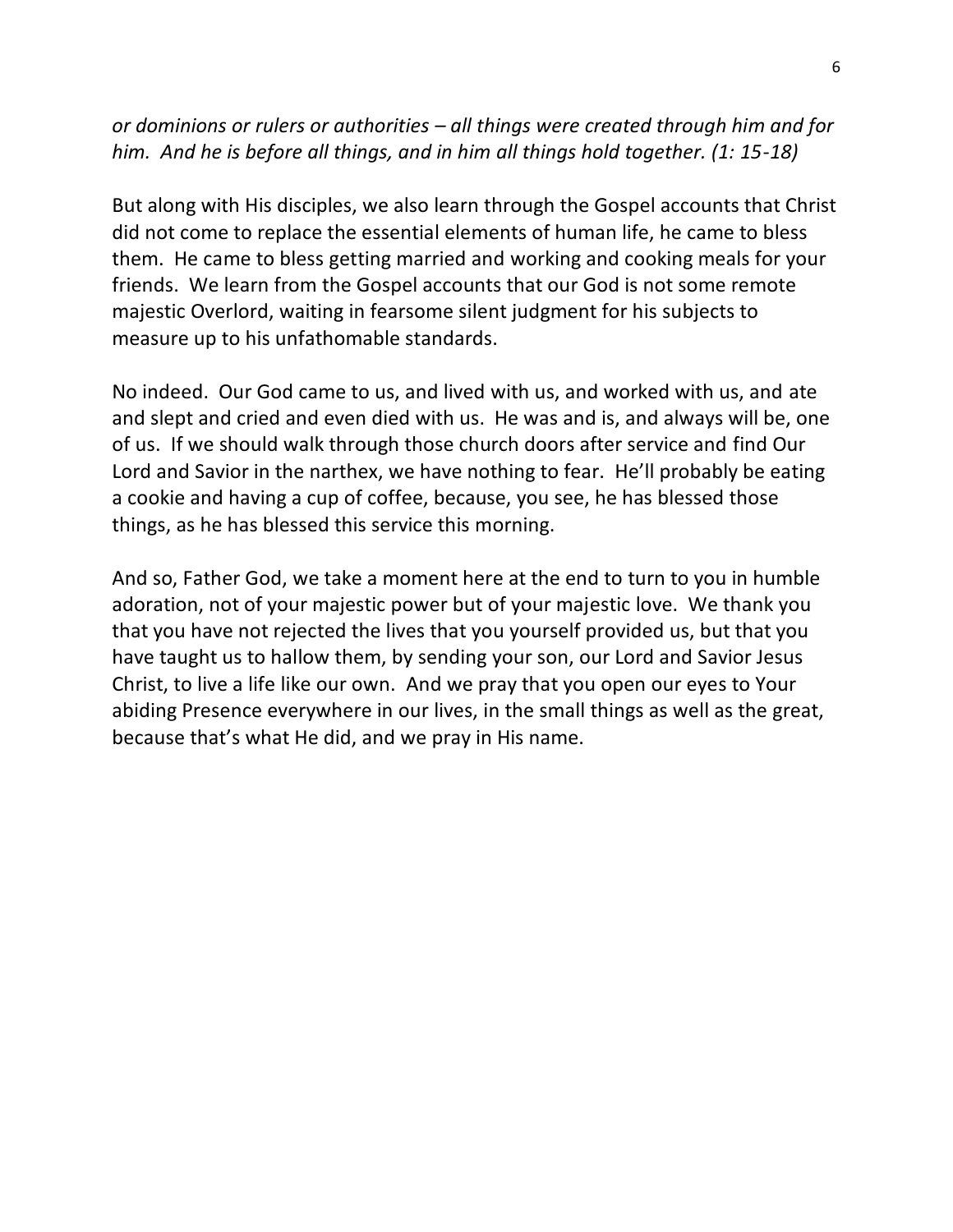*or dominions or rulers or authorities – all things were created through him and for him. And he is before all things, and in him all things hold together. (1: 15-18)*

But along with His disciples, we also learn through the Gospel accounts that Christ did not come to replace the essential elements of human life, he came to bless them. He came to bless getting married and working and cooking meals for your friends. We learn from the Gospel accounts that our God is not some remote majestic Overlord, waiting in fearsome silent judgment for his subjects to measure up to his unfathomable standards.

No indeed. Our God came to us, and lived with us, and worked with us, and ate and slept and cried and even died with us. He was and is, and always will be, one of us. If we should walk through those church doors after service and find Our Lord and Savior in the narthex, we have nothing to fear. He'll probably be eating a cookie and having a cup of coffee, because, you see, he has blessed those things, as he has blessed this service this morning.

And so, Father God, we take a moment here at the end to turn to you in humble adoration, not of your majestic power but of your majestic love. We thank you that you have not rejected the lives that you yourself provided us, but that you have taught us to hallow them, by sending your son, our Lord and Savior Jesus Christ, to live a life like our own. And we pray that you open our eyes to Your abiding Presence everywhere in our lives, in the small things as well as the great, because that's what He did, and we pray in His name.